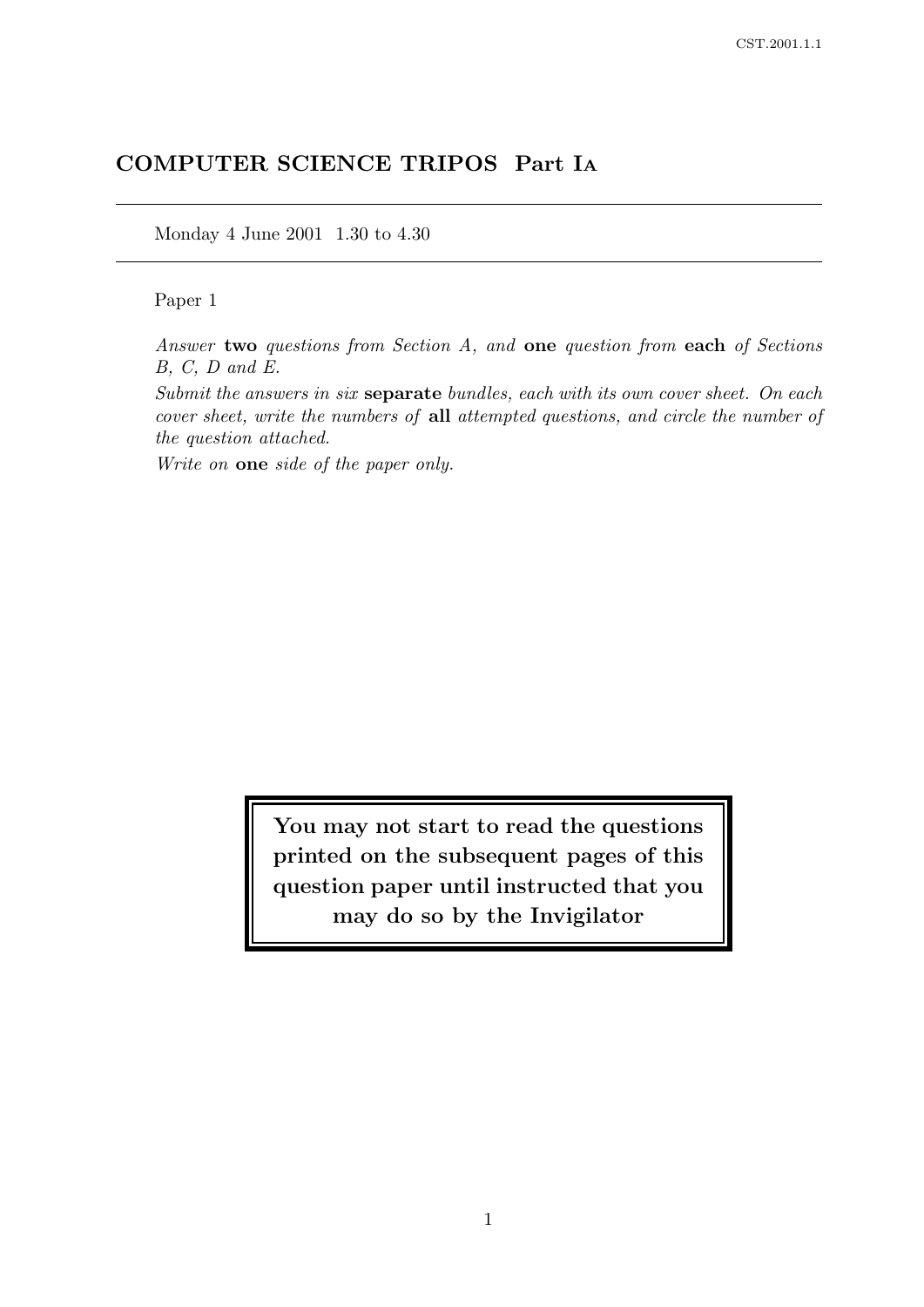# COMPUTER SCIENCE TRIPOS Part IA

Monday 4 June 2001 1.30 to 4.30

Paper 1

*Answer* **two** *questions from Section A, and* **one** *question from* **each** *of Sections B, C, D and E.*

*Submit the answers in six* **separate** *bundles, each with its own cover sheet. On each cover sheet, write the numbers of* **all** *attempted questions, and circle the number of the question attached.*

*Write on* **one** *side of the paper only.*

**You may not start to read the questions printed on the subsequent pages of this question paper until instructed that you may do so by the Invigilator**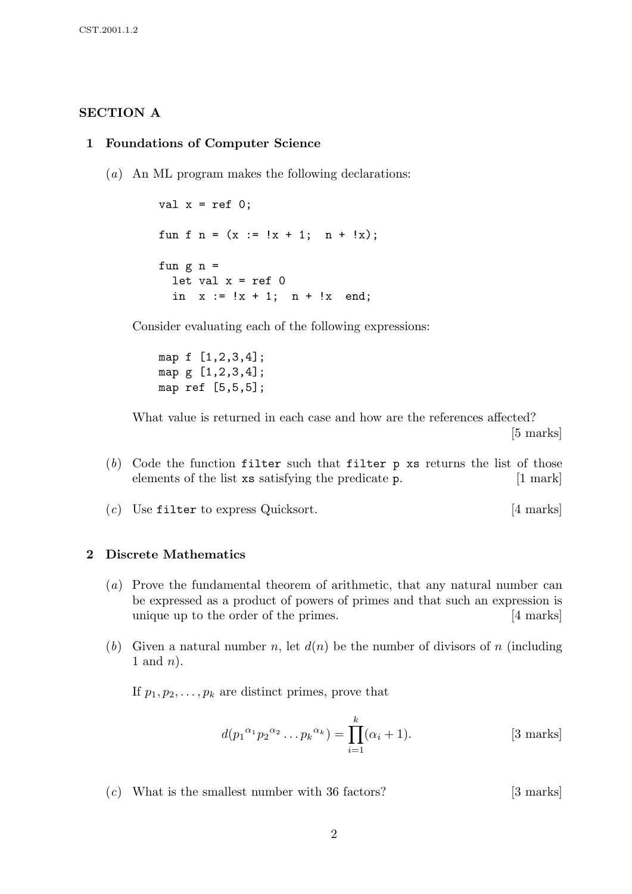## SECTION A

### 1 Foundations of Computer Science

(*a*) An ML program makes the following declarations:

```
val x = ref 0;

fun f n = (x := !x + 1;  n + !x);

fun g n =
  let val x = ref 0
  in  x := !x + 1;  n + !x  end;
```

Consider evaluating each of the following expressions:

```
map f [1,2,3,4];
map g [1,2,3,4];
map ref [5,5,5];
```

What value is returned in each case and how are the references affected? [5 marks]

(*b*) Code the function `filter` such that `filter p xs` returns the list of those elements of the list `xs` satisfying the predicate `p`. [1 mark]

(*c*) Use `filter` to express Quicksort. [4 marks]

### 2 Discrete Mathematics

(*a*) Prove the fundamental theorem of arithmetic, that any natural number can be expressed as a product of powers of primes and that such an expression is unique up to the order of the primes. [4 marks]

(*b*) Given a natural number $n$, let $d(n)$ be the number of divisors of $n$ (including 1 and $n$).

If $p_1, p_2, \ldots, p_k$ are distinct primes, prove that

$$d({p_1}^{\alpha_1} {p_2}^{\alpha_2} \ldots {p_k}^{\alpha_k}) = \prod_{i=1}^{k} (\alpha_i + 1).$$

[3 marks]

(*c*) What is the smallest number with 36 factors? [3 marks]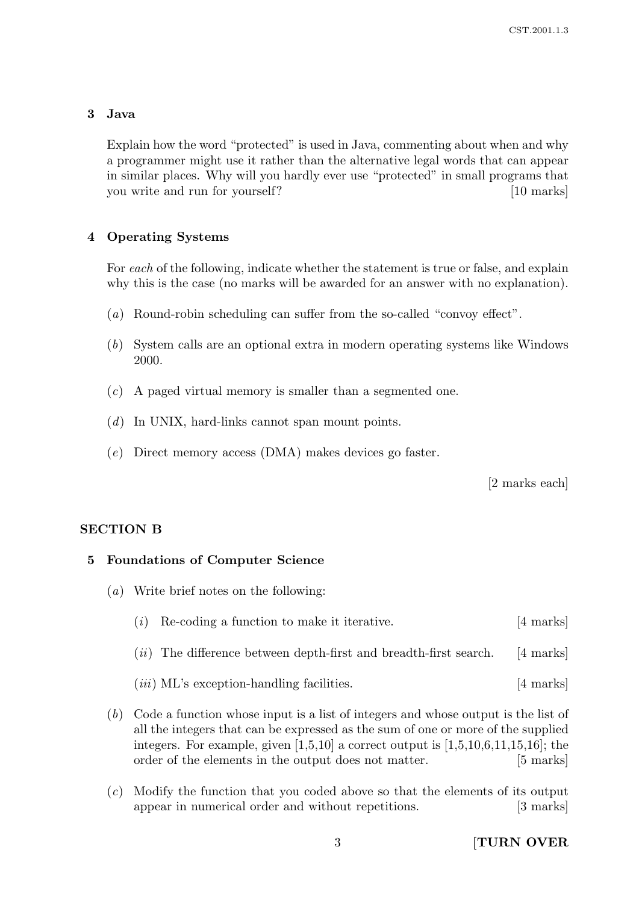## 3 Java

Explain how the word "protected" is used in Java, commenting about when and why a programmer might use it rather than the alternative legal words that can appear in similar places. Why will you hardly ever use "protected" in small programs that you write and run for yourself? [10 marks]

## 4 Operating Systems

For *each* of the following, indicate whether the statement is true or false, and explain why this is the case (no marks will be awarded for an answer with no explanation).

(*a*) Round-robin scheduling can suffer from the so-called "convoy effect".

(*b*) System calls are an optional extra in modern operating systems like Windows 2000.

(*c*) A paged virtual memory is smaller than a segmented one.

(*d*) In UNIX, hard-links cannot span mount points.

(*e*) Direct memory access (DMA) makes devices go faster.

[2 marks each]

# SECTION B

## 5 Foundations of Computer Science

(*a*) Write brief notes on the following:

(*i*) Re-coding a function to make it iterative. [4 marks]

(*ii*) The difference between depth-first and breadth-first search. [4 marks]

(*iii*) ML's exception-handling facilities. [4 marks]

(*b*) Code a function whose input is a list of integers and whose output is the list of all the integers that can be expressed as the sum of one or more of the supplied integers. For example, given [1,5,10] a correct output is [1,5,10,6,11,15,16]; the order of the elements in the output does not matter. [5 marks]

(*c*) Modify the function that you coded above so that the elements of its output appear in numerical order and without repetitions. [3 marks]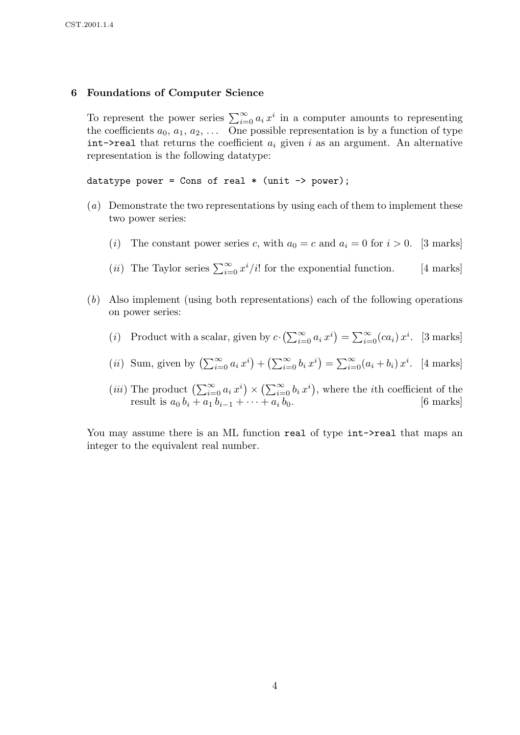## 6 Foundations of Computer Science

To represent the power series $\sum_{i=0}^{\infty} a_i\, x^i$ in a computer amounts to representing the coefficients $a_0$, $a_1$, $a_2$, ... One possible representation is by a function of type `int->real` that returns the coefficient $a_i$ given $i$ as an argument. An alternative representation is the following datatype:

```
datatype power = Cons of real * (unit -> power);
```

(*a*) Demonstrate the two representations by using each of them to implement these two power series:

(*i*) The constant power series $c$, with $a_0 = c$ and $a_i = 0$ for $i > 0$. [3 marks]

(*ii*) The Taylor series $\sum_{i=0}^{\infty} x^i/i!$ for the exponential function. [4 marks]

(*b*) Also implement (using both representations) each of the following operations on power series:

(*i*) Product with a scalar, given by $c \cdot \left(\sum_{i=0}^{\infty} a_i\, x^i\right) = \sum_{i=0}^{\infty} (ca_i)\, x^i$. [3 marks]

(*ii*) Sum, given by $\left(\sum_{i=0}^{\infty} a_i\, x^i\right) + \left(\sum_{i=0}^{\infty} b_i\, x^i\right) = \sum_{i=0}^{\infty} (a_i + b_i)\, x^i$. [4 marks]

(*iii*) The product $\left(\sum_{i=0}^{\infty} a_i\, x^i\right) \times \left(\sum_{i=0}^{\infty} b_i\, x^i\right)$, where the $i$th coefficient of the result is $a_0\, b_i + a_1\, b_{i-1} + \cdots + a_i\, b_0$. [6 marks]

You may assume there is an ML function `real` of type `int->real` that maps an integer to the equivalent real number.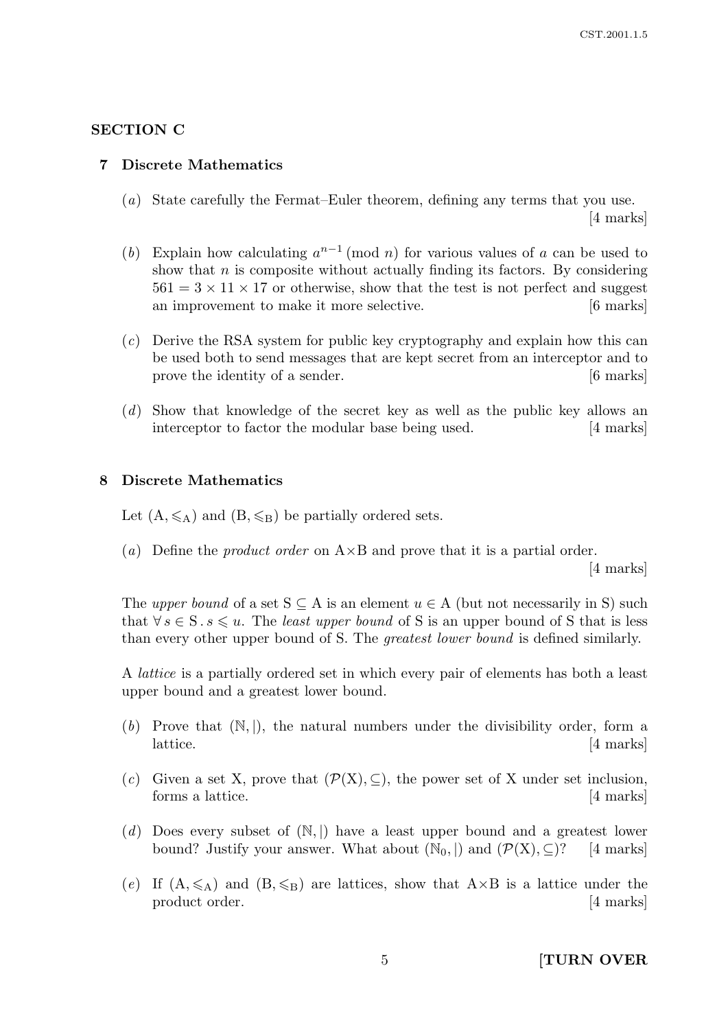## SECTION C

### 7 Discrete Mathematics

(*a*) State carefully the Fermat–Euler theorem, defining any terms that you use. [4 marks]

(*b*) Explain how calculating $a^{n-1} \pmod{n}$ for various values of $a$ can be used to show that $n$ is composite without actually finding its factors. By considering $561 = 3 \times 11 \times 17$ or otherwise, show that the test is not perfect and suggest an improvement to make it more selective. [6 marks]

(*c*) Derive the RSA system for public key cryptography and explain how this can be used both to send messages that are kept secret from an interceptor and to prove the identity of a sender. [6 marks]

(*d*) Show that knowledge of the secret key as well as the public key allows an interceptor to factor the modular base being used. [4 marks]

### 8 Discrete Mathematics

Let $(\mathrm{A}, \leqslant_{\mathrm{A}})$ and $(\mathrm{B}, \leqslant_{\mathrm{B}})$ be partially ordered sets.

(*a*) Define the *product order* on $\mathrm{A}\times\mathrm{B}$ and prove that it is a partial order. [4 marks]

The *upper bound* of a set $\mathrm{S} \subseteq \mathrm{A}$ is an element $u \in \mathrm{A}$ (but not necessarily in S) such that $\forall\, s \in \mathrm{S} \,.\, s \leqslant u$. The *least upper bound* of S is an upper bound of S that is less than every other upper bound of S. The *greatest lower bound* is defined similarly.

A *lattice* is a partially ordered set in which every pair of elements has both a least upper bound and a greatest lower bound.

(*b*) Prove that $(\mathbb{N}, |)$, the natural numbers under the divisibility order, form a lattice. [4 marks]

(*c*) Given a set X, prove that $(\mathcal{P}(\mathrm{X}), \subseteq)$, the power set of X under set inclusion, forms a lattice. [4 marks]

(*d*) Does every subset of $(\mathbb{N}, |)$ have a least upper bound and a greatest lower bound? Justify your answer. What about $(\mathbb{N}_0, |)$ and $(\mathcal{P}(\mathrm{X}), \subseteq)$? [4 marks]

(*e*) If $(\mathrm{A}, \leqslant_{\mathrm{A}})$ and $(\mathrm{B}, \leqslant_{\mathrm{B}})$ are lattices, show that $\mathrm{A}\times\mathrm{B}$ is a lattice under the product order. [4 marks]

**[TURN OVER**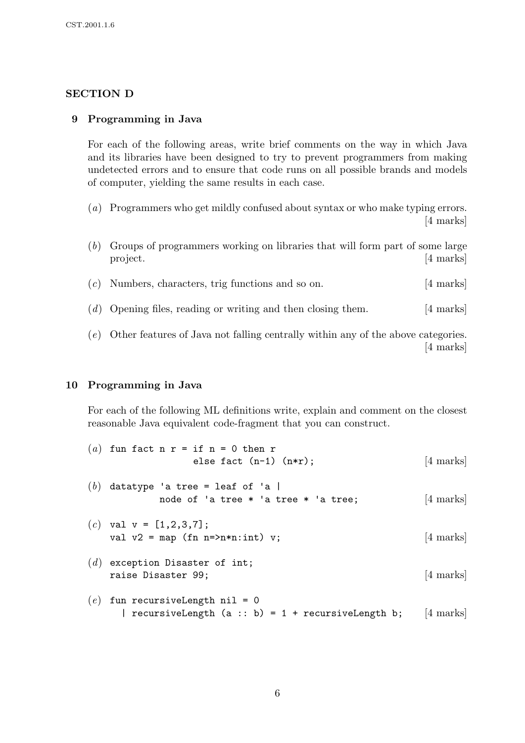## SECTION D

### 9 Programming in Java

For each of the following areas, write brief comments on the way in which Java and its libraries have been designed to try to prevent programmers from making undetected errors and to ensure that code runs on all possible brands and models of computer, yielding the same results in each case.

(*a*) Programmers who get mildly confused about syntax or who make typing errors. [4 marks]

(*b*) Groups of programmers working on libraries that will form part of some large project. [4 marks]

(*c*) Numbers, characters, trig functions and so on. [4 marks]

(*d*) Opening files, reading or writing and then closing them. [4 marks]

(*e*) Other features of Java not falling centrally within any of the above categories. [4 marks]

### 10 Programming in Java

For each of the following ML definitions write, explain and comment on the closest reasonable Java equivalent code-fragment that you can construct.

(*a*)
```
fun fact n r = if n = 0 then r
               else fact (n-1) (n*r);
```
[4 marks]

(*b*)
```
datatype 'a tree = leaf of 'a |
          node of 'a tree * 'a tree * 'a tree;
```
[4 marks]

(*c*)
```
val v = [1,2,3,7];
val v2 = map (fn n=>n*n:int) v;
```
[4 marks]

(*d*)
```
exception Disaster of int;
raise Disaster 99;
```
[4 marks]

(*e*)
```
fun recursiveLength nil = 0
  | recursiveLength (a :: b) = 1 + recursiveLength b;
```
[4 marks]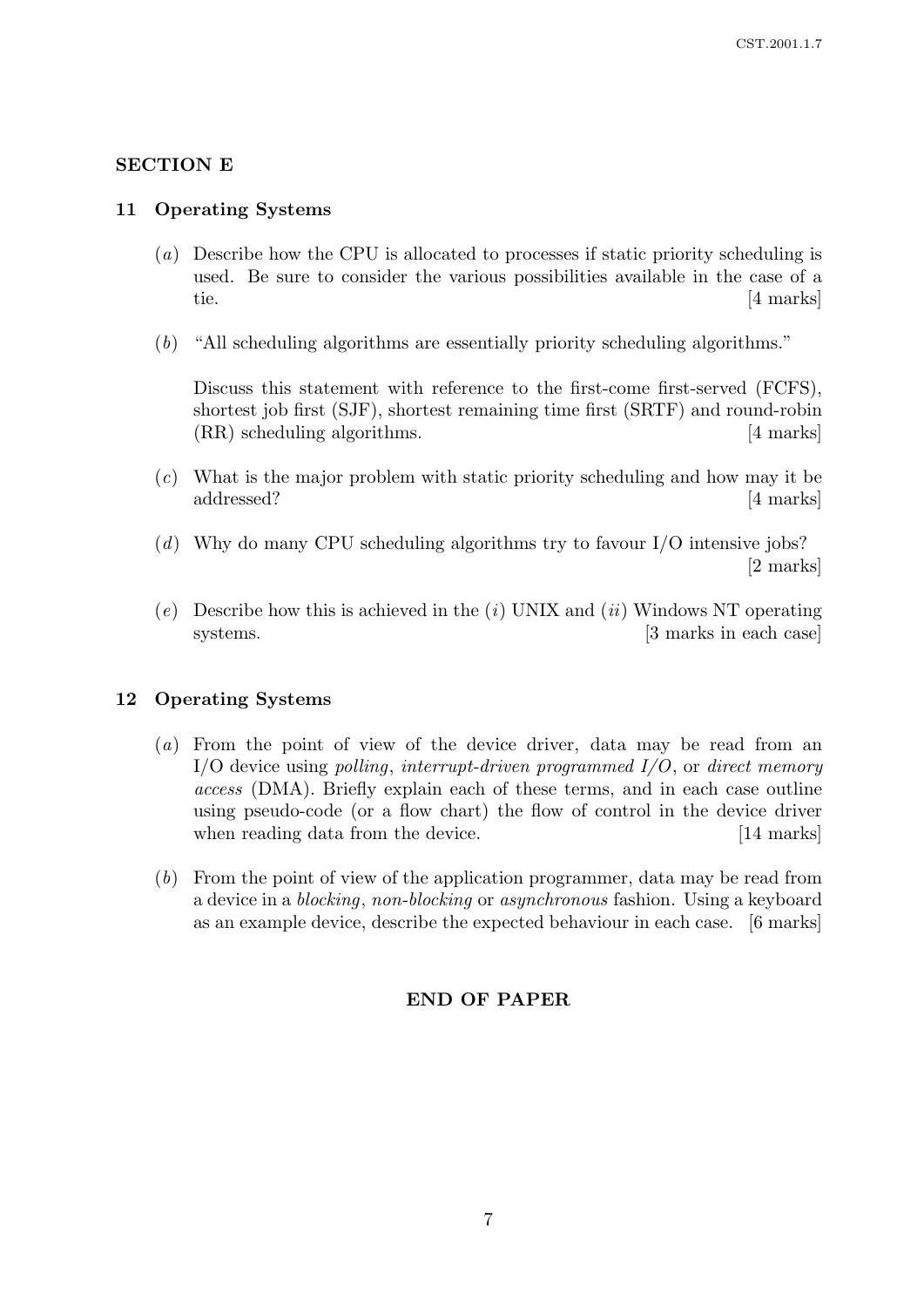## SECTION E

### 11 Operating Systems

(*a*) Describe how the CPU is allocated to processes if static priority scheduling is used. Be sure to consider the various possibilities available in the case of a tie. [4 marks]

(*b*) "All scheduling algorithms are essentially priority scheduling algorithms."

Discuss this statement with reference to the first-come first-served (FCFS), shortest job first (SJF), shortest remaining time first (SRTF) and round-robin (RR) scheduling algorithms. [4 marks]

(*c*) What is the major problem with static priority scheduling and how may it be addressed? [4 marks]

(*d*) Why do many CPU scheduling algorithms try to favour I/O intensive jobs? [2 marks]

(*e*) Describe how this is achieved in the (*i*) UNIX and (*ii*) Windows NT operating systems. [3 marks in each case]

### 12 Operating Systems

(*a*) From the point of view of the device driver, data may be read from an I/O device using *polling*, *interrupt-driven programmed I/O*, or *direct memory access* (DMA). Briefly explain each of these terms, and in each case outline using pseudo-code (or a flow chart) the flow of control in the device driver when reading data from the device. [14 marks]

(*b*) From the point of view of the application programmer, data may be read from a device in a *blocking*, *non-blocking* or *asynchronous* fashion. Using a keyboard as an example device, describe the expected behaviour in each case. [6 marks]

**END OF PAPER**